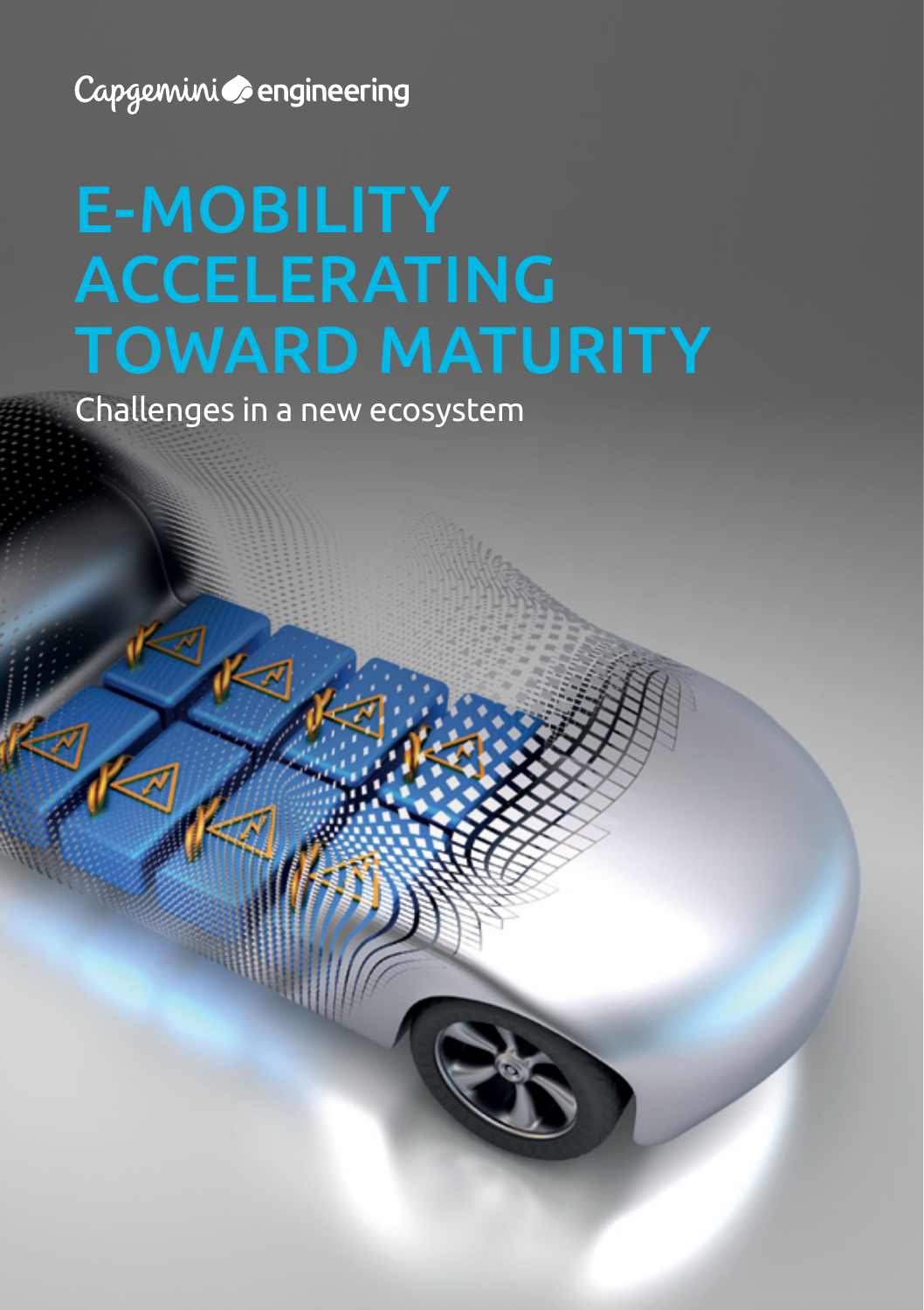Capgemini engineering

# E-MOBILITY ACCELERATING TOWARD MATURITY

Challenges in a new ecosystem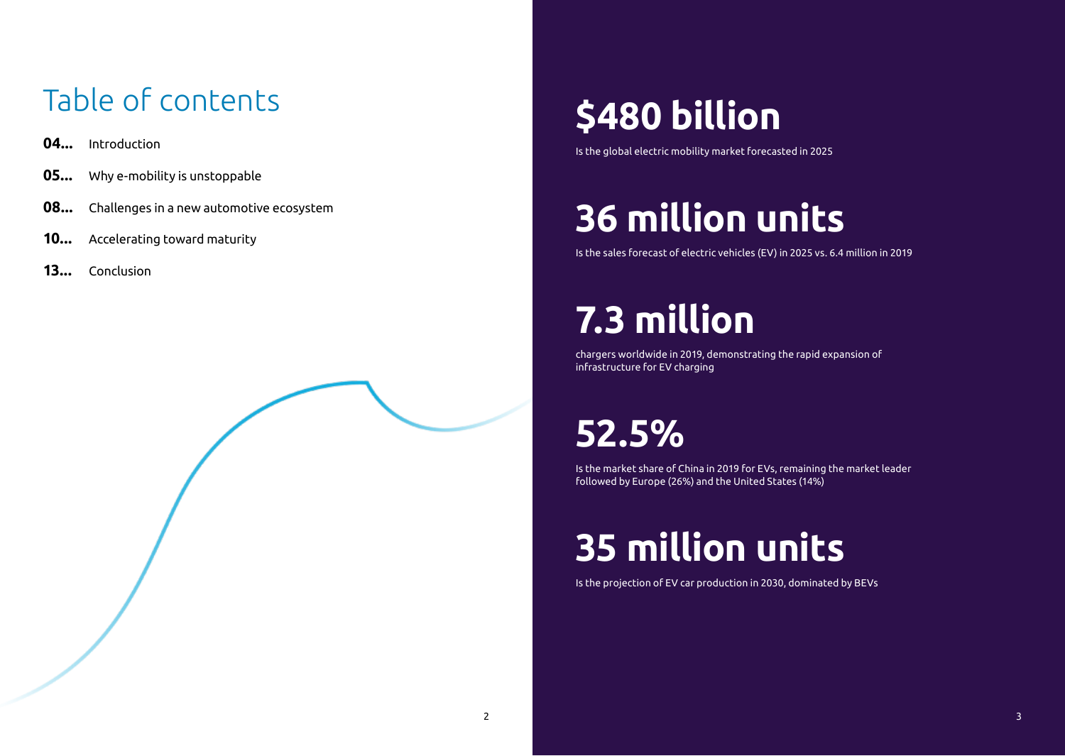# Table of contents

**04...** Introduction

**05...** Why e-mobility is unstoppable

**08...** Challenges in a new automotive ecosystem

**10...** Accelerating toward maturity

**13...** Conclusion

## $480 billion

Is the global electric mobility market forecasted in 2025

## 36 million units

Is the sales forecast of electric vehicles (EV) in 2025 vs. 6.4 million in 2019

## 7.3 million

chargers worldwide in 2019, demonstrating the rapid expansion of infrastructure for EV charging

## 52.5%

Is the market share of China in 2019 for EVs, remaining the market leader followed by Europe (26%) and the United States (14%)

## 35 million units

Is the projection of EV car production in 2030, dominated by BEVs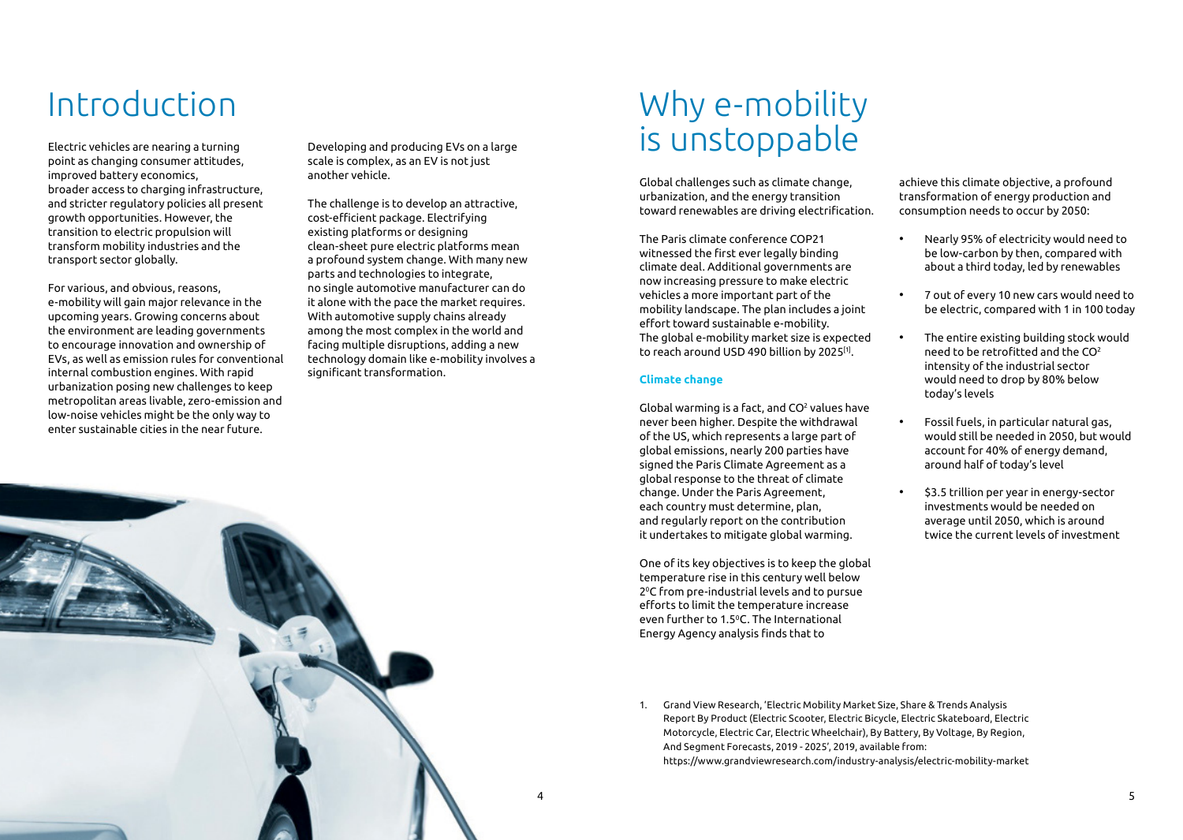# Introduction

Electric vehicles are nearing a turning point as changing consumer attitudes, improved battery economics, broader access to charging infrastructure, and stricter regulatory policies all present growth opportunities. However, the transition to electric propulsion will transform mobility industries and the transport sector globally.

For various, and obvious, reasons, e-mobility will gain major relevance in the upcoming years. Growing concerns about the environment are leading governments to encourage innovation and ownership of EVs, as well as emission rules for conventional internal combustion engines. With rapid urbanization posing new challenges to keep metropolitan areas livable, zero-emission and low-noise vehicles might be the only way to enter sustainable cities in the near future.

Developing and producing EVs on a large scale is complex, as an EV is not just another vehicle.

The challenge is to develop an attractive, cost-efficient package. Electrifying existing platforms or designing clean-sheet pure electric platforms mean a profound system change. With many new parts and technologies to integrate, no single automotive manufacturer can do it alone with the pace the market requires. With automotive supply chains already among the most complex in the world and facing multiple disruptions, adding a new technology domain like e-mobility involves a significant transformation.

# Why e-mobility is unstoppable

Global challenges such as climate change, urbanization, and the energy transition toward renewables are driving electrification.

The Paris climate conference COP21 witnessed the first ever legally binding climate deal. Additional governments are now increasing pressure to make electric vehicles a more important part of the mobility landscape. The plan includes a joint effort toward sustainable e-mobility. The global e-mobility market size is expected to reach around USD 490 billion by 2025[1].

**Climate change**

Global warming is a fact, and $CO^2$ values have never been higher. Despite the withdrawal of the US, which represents a large part of global emissions, nearly 200 parties have signed the Paris Climate Agreement as a global response to the threat of climate change. Under the Paris Agreement, each country must determine, plan, and regularly report on the contribution it undertakes to mitigate global warming.

One of its key objectives is to keep the global temperature rise in this century well below $2^0$C from pre-industrial levels and to pursue efforts to limit the temperature increase even further to $1.5^0$C. The International Energy Agency analysis finds that to achieve this climate objective, a profound transformation of energy production and consumption needs to occur by 2050:

- Nearly 95% of electricity would need to be low-carbon by then, compared with about a third today, led by renewables
- 7 out of every 10 new cars would need to be electric, compared with 1 in 100 today
- The entire existing building stock would need to be retrofitted and the $CO^2$ intensity of the industrial sector would need to drop by 80% below today's levels
- Fossil fuels, in particular natural gas, would still be needed in 2050, but would account for 40% of energy demand, around half of today's level
- $3.5 trillion per year in energy-sector investments would be needed on average until 2050, which is around twice the current levels of investment

1. Grand View Research, 'Electric Mobility Market Size, Share & Trends Analysis Report By Product (Electric Scooter, Electric Bicycle, Electric Skateboard, Electric Motorcycle, Electric Car, Electric Wheelchair), By Battery, By Voltage, By Region, And Segment Forecasts, 2019 - 2025', 2019, available from: https://www.grandviewresearch.com/industry-analysis/electric-mobility-market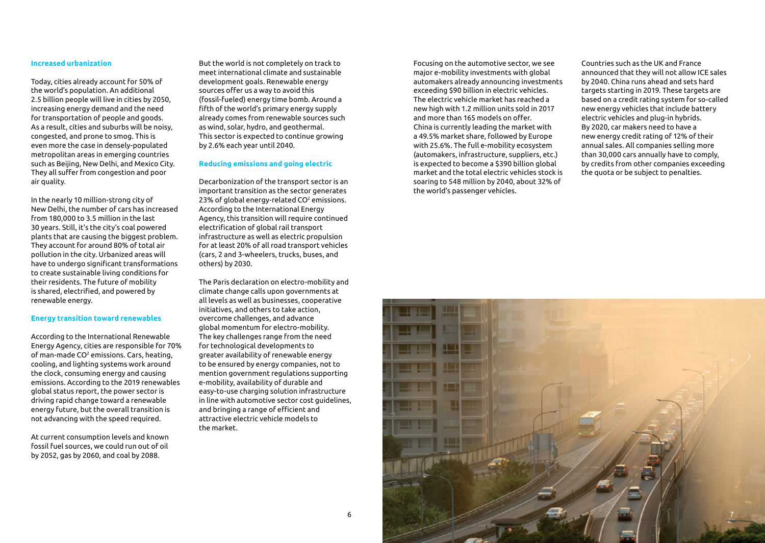### Increased urbanization

Today, cities already account for 50% of the world's population. An additional 2.5 billion people will live in cities by 2050, increasing energy demand and the need for transportation of people and goods. As a result, cities and suburbs will be noisy, congested, and prone to smog. This is even more the case in densely-populated metropolitan areas in emerging countries such as Beijing, New Delhi, and Mexico City. They all suffer from congestion and poor air quality.

In the nearly 10 million-strong city of New Delhi, the number of cars has increased from 180,000 to 3.5 million in the last 30 years. Still, it's the city's coal powered plants that are causing the biggest problem. They account for around 80% of total air pollution in the city. Urbanized areas will have to undergo significant transformations to create sustainable living conditions for their residents. The future of mobility is shared, electrified, and powered by renewable energy.

### Energy transition toward renewables

According to the International Renewable Energy Agency, cities are responsible for 70% of man-made $CO^2$ emissions. Cars, heating, cooling, and lighting systems work around the clock, consuming energy and causing emissions. According to the 2019 renewables global status report, the power sector is driving rapid change toward a renewable energy future, but the overall transition is not advancing with the speed required.

At current consumption levels and known fossil fuel sources, we could run out of oil by 2052, gas by 2060, and coal by 2088.

But the world is not completely on track to meet international climate and sustainable development goals. Renewable energy sources offer us a way to avoid this (fossil-fueled) energy time bomb. Around a fifth of the world's primary energy supply already comes from renewable sources such as wind, solar, hydro, and geothermal. This sector is expected to continue growing by 2.6% each year until 2040.

### Reducing emissions and going electric

Decarbonization of the transport sector is an important transition as the sector generates 23% of global energy-related $CO^2$ emissions. According to the International Energy Agency, this transition will require continued electrification of global rail transport infrastructure as well as electric propulsion for at least 20% of all road transport vehicles (cars, 2 and 3-wheelers, trucks, buses, and others) by 2030.

The Paris declaration on electro-mobility and climate change calls upon governments at all levels as well as businesses, cooperative initiatives, and others to take action, overcome challenges, and advance global momentum for electro-mobility. The key challenges range from the need for technological developments to greater availability of renewable energy to be ensured by energy companies, not to mention government regulations supporting e-mobility, availability of durable and easy-to-use charging solution infrastructure in line with automotive sector cost guidelines, and bringing a range of efficient and attractive electric vehicle models to the market.

Focusing on the automotive sector, we see major e-mobility investments with global automakers already announcing investments exceeding $90 billion in electric vehicles. The electric vehicle market has reached a new high with 1.2 million units sold in 2017 and more than 165 models on offer. China is currently leading the market with a 49.5% market share, followed by Europe with 25.6%. The full e-mobility ecosystem (automakers, infrastructure, suppliers, etc.) is expected to become a $390 billion global market and the total electric vehicles stock is soaring to 548 million by 2040, about 32% of the world's passenger vehicles.

Countries such as the UK and France announced that they will not allow ICE sales by 2040. China runs ahead and sets hard targets starting in 2019. These targets are based on a credit rating system for so-called new energy vehicles that include battery electric vehicles and plug-in hybrids. By 2020, car makers need to have a new energy credit rating of 12% of their annual sales. All companies selling more than 30,000 cars annually have to comply, by credits from other companies exceeding the quota or be subject to penalties.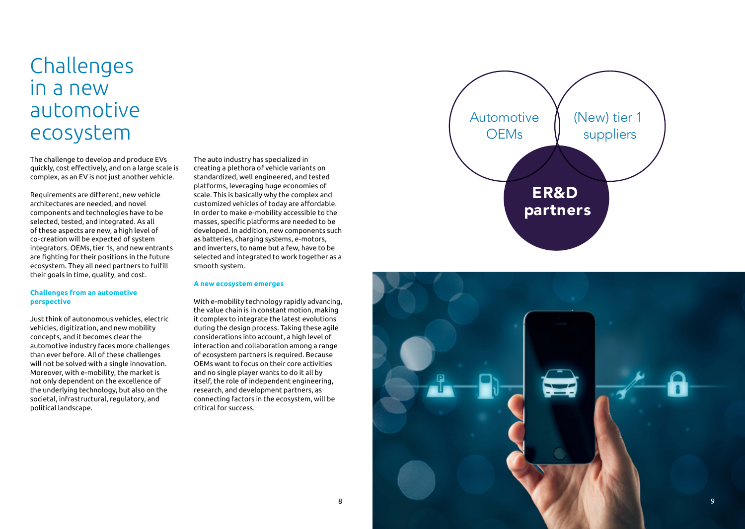# Challenges in a new automotive ecosystem

The challenge to develop and produce EVs quickly, cost effectively, and on a large scale is complex, as an EV is not just another vehicle.

Requirements are different, new vehicle architectures are needed, and novel components and technologies have to be selected, tested, and integrated. As all of these aspects are new, a high level of co-creation will be expected of system integrators. OEMs, tier 1s, and new entrants are fighting for their positions in the future ecosystem. They all need partners to fulfill their goals in time, quality, and cost.

### Challenges from an automotive perspective

Just think of autonomous vehicles, electric vehicles, digitization, and new mobility concepts, and it becomes clear the automotive industry faces more challenges than ever before. All of these challenges will not be solved with a single innovation. Moreover, with e-mobility, the market is not only dependent on the excellence of the underlying technology, but also on the societal, infrastructural, regulatory, and political landscape.

The auto industry has specialized in creating a plethora of vehicle variants on standardized, well engineered, and tested platforms, leveraging huge economies of scale. This is basically why the complex and customized vehicles of today are affordable. In order to make e-mobility accessible to the masses, specific platforms are needed to be developed. In addition, new components such as batteries, charging systems, e-motors, and inverters, to name but a few, have to be selected and integrated to work together as a smooth system.

### A new ecosystem emerges

With e-mobility technology rapidly advancing, the value chain is in constant motion, making it complex to integrate the latest evolutions during the design process. Taking these agile considerations into account, a high level of interaction and collaboration among a range of ecosystem partners is required. Because OEMs want to focus on their core activities and no single player wants to do it all by itself, the role of independent engineering, research, and development partners, as connecting factors in the ecosystem, will be critical for success.

Automotive OEMs

(New) tier 1 suppliers

ER&D partners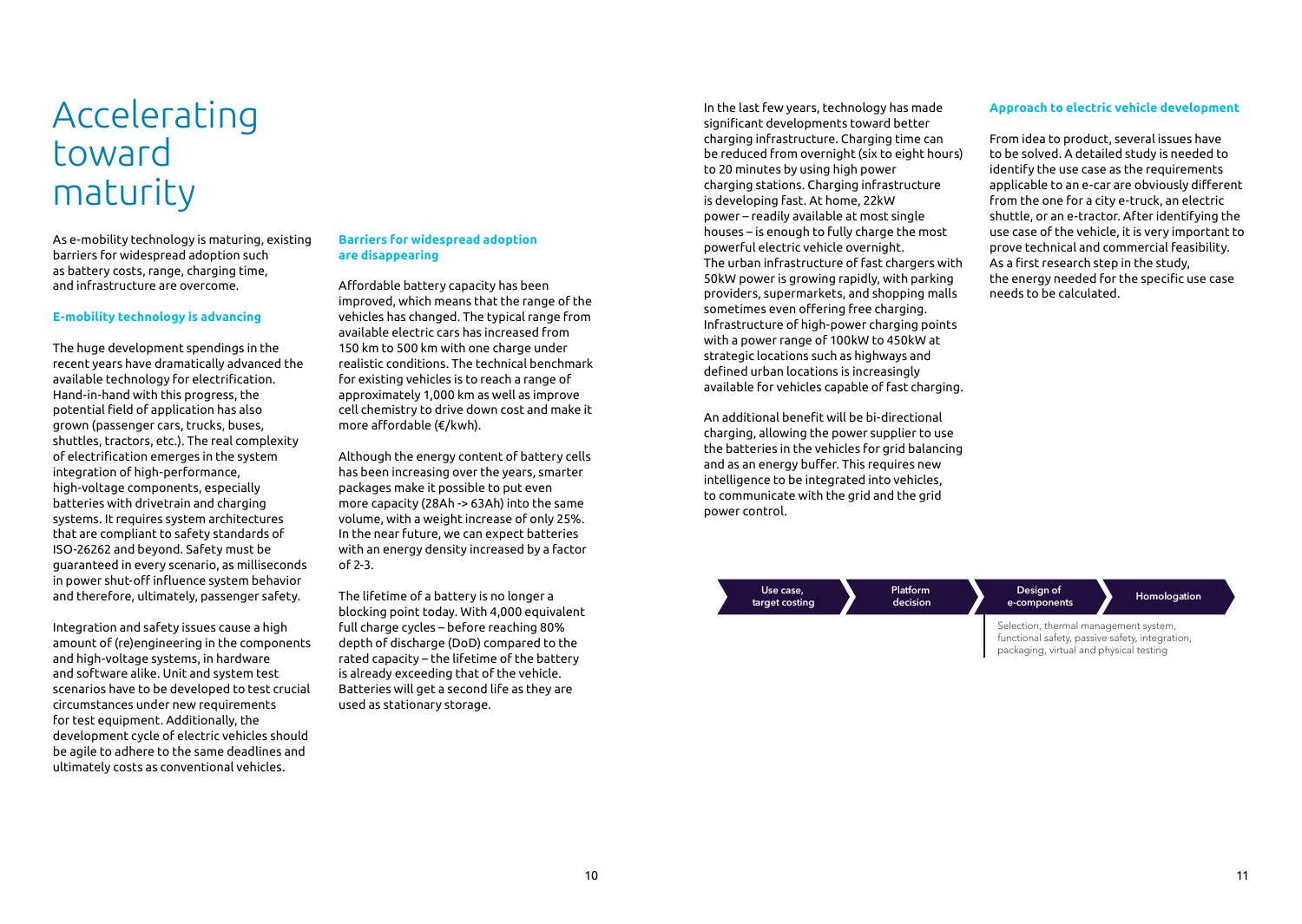# Accelerating toward maturity

As e-mobility technology is maturing, existing barriers for widespread adoption such as battery costs, range, charging time, and infrastructure are overcome.

**E-mobility technology is advancing**

The huge development spendings in the recent years have dramatically advanced the available technology for electrification. Hand-in-hand with this progress, the potential field of application has also grown (passenger cars, trucks, buses, shuttles, tractors, etc.). The real complexity of electrification emerges in the system integration of high-performance, high-voltage components, especially batteries with drivetrain and charging systems. It requires system architectures that are compliant to safety standards of ISO-26262 and beyond. Safety must be guaranteed in every scenario, as milliseconds in power shut-off influence system behavior and therefore, ultimately, passenger safety.

Integration and safety issues cause a high amount of (re)engineering in the components and high-voltage systems, in hardware and software alike. Unit and system test scenarios have to be developed to test crucial circumstances under new requirements for test equipment. Additionally, the development cycle of electric vehicles should be agile to adhere to the same deadlines and ultimately costs as conventional vehicles.

**Barriers for widespread adoption are disappearing**

Affordable battery capacity has been improved, which means that the range of the vehicles has changed. The typical range from available electric cars has increased from 150 km to 500 km with one charge under realistic conditions. The technical benchmark for existing vehicles is to reach a range of approximately 1,000 km as well as improve cell chemistry to drive down cost and make it more affordable (€/kwh).

Although the energy content of battery cells has been increasing over the years, smarter packages make it possible to put even more capacity (28Ah -> 63Ah) into the same volume, with a weight increase of only 25%. In the near future, we can expect batteries with an energy density increased by a factor of 2-3.

The lifetime of a battery is no longer a blocking point today. With 4,000 equivalent full charge cycles – before reaching 80% depth of discharge (DoD) compared to the rated capacity – the lifetime of the battery is already exceeding that of the vehicle. Batteries will get a second life as they are used as stationary storage.

In the last few years, technology has made significant developments toward better charging infrastructure. Charging time can be reduced from overnight (six to eight hours) to 20 minutes by using high power charging stations. Charging infrastructure is developing fast. At home, 22kW power – readily available at most single houses – is enough to fully charge the most powerful electric vehicle overnight. The urban infrastructure of fast chargers with 50kW power is growing rapidly, with parking providers, supermarkets, and shopping malls sometimes even offering free charging. Infrastructure of high-power charging points with a power range of 100kW to 450kW at strategic locations such as highways and defined urban locations is increasingly available for vehicles capable of fast charging.

An additional benefit will be bi-directional charging, allowing the power supplier to use the batteries in the vehicles for grid balancing and as an energy buffer. This requires new intelligence to be integrated into vehicles, to communicate with the grid and the grid power control.

**Approach to electric vehicle development**

From idea to product, several issues have to be solved. A detailed study is needed to identify the use case as the requirements applicable to an e-car are obviously different from the one for a city e-truck, an electric shuttle, or an e-tractor. After identifying the use case of the vehicle, it is very important to prove technical and commercial feasibility. As a first research step in the study, the energy needed for the specific use case needs to be calculated.

Use case, target costing
Platform decision
Design of e-components
Homologation

Selection, thermal management system, functional safety, passive safety, integration, packaging, virtual and physical testing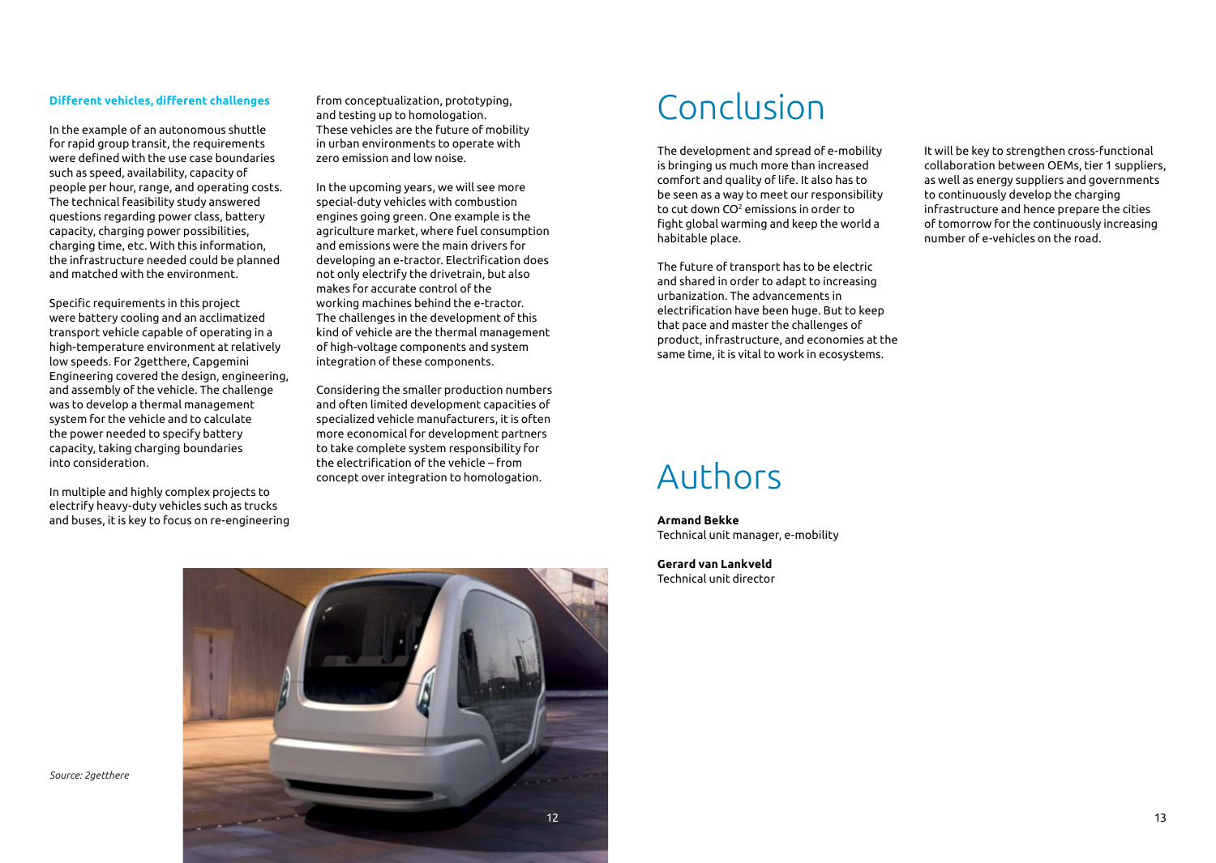**Different vehicles, different challenges**

In the example of an autonomous shuttle for rapid group transit, the requirements were defined with the use case boundaries such as speed, availability, capacity of people per hour, range, and operating costs. The technical feasibility study answered questions regarding power class, battery capacity, charging power possibilities, charging time, etc. With this information, the infrastructure needed could be planned and matched with the environment.

Specific requirements in this project were battery cooling and an acclimatized transport vehicle capable of operating in a high-temperature environment at relatively low speeds. For 2getthere, Capgemini Engineering covered the design, engineering, and assembly of the vehicle. The challenge was to develop a thermal management system for the vehicle and to calculate the power needed to specify battery capacity, taking charging boundaries into consideration.

In multiple and highly complex projects to electrify heavy-duty vehicles such as trucks and buses, it is key to focus on re-engineering from conceptualization, prototyping, and testing up to homologation. These vehicles are the future of mobility in urban environments to operate with zero emission and low noise.

In the upcoming years, we will see more special-duty vehicles with combustion engines going green. One example is the agriculture market, where fuel consumption and emissions were the main drivers for developing an e-tractor. Electrification does not only electrify the drivetrain, but also makes for accurate control of the working machines behind the e-tractor. The challenges in the development of this kind of vehicle are the thermal management of high-voltage components and system integration of these components.

Considering the smaller production numbers and often limited development capacities of specialized vehicle manufacturers, it is often more economical for development partners to take complete system responsibility for the electrification of the vehicle – from concept over integration to homologation.

*Source: 2getthere*

# Conclusion

The development and spread of e-mobility is bringing us much more than increased comfort and quality of life. It also has to be seen as a way to meet our responsibility to cut down $CO_2$ emissions in order to fight global warming and keep the world a habitable place.

The future of transport has to be electric and shared in order to adapt to increasing urbanization. The advancements in electrification have been huge. But to keep that pace and master the challenges of product, infrastructure, and economies at the same time, it is vital to work in ecosystems.

It will be key to strengthen cross-functional collaboration between OEMs, tier 1 suppliers, as well as energy suppliers and governments to continuously develop the charging infrastructure and hence prepare the cities of tomorrow for the continuously increasing number of e-vehicles on the road.

# Authors

**Armand Bekke**
Technical unit manager, e-mobility

**Gerard van Lankveld**
Technical unit director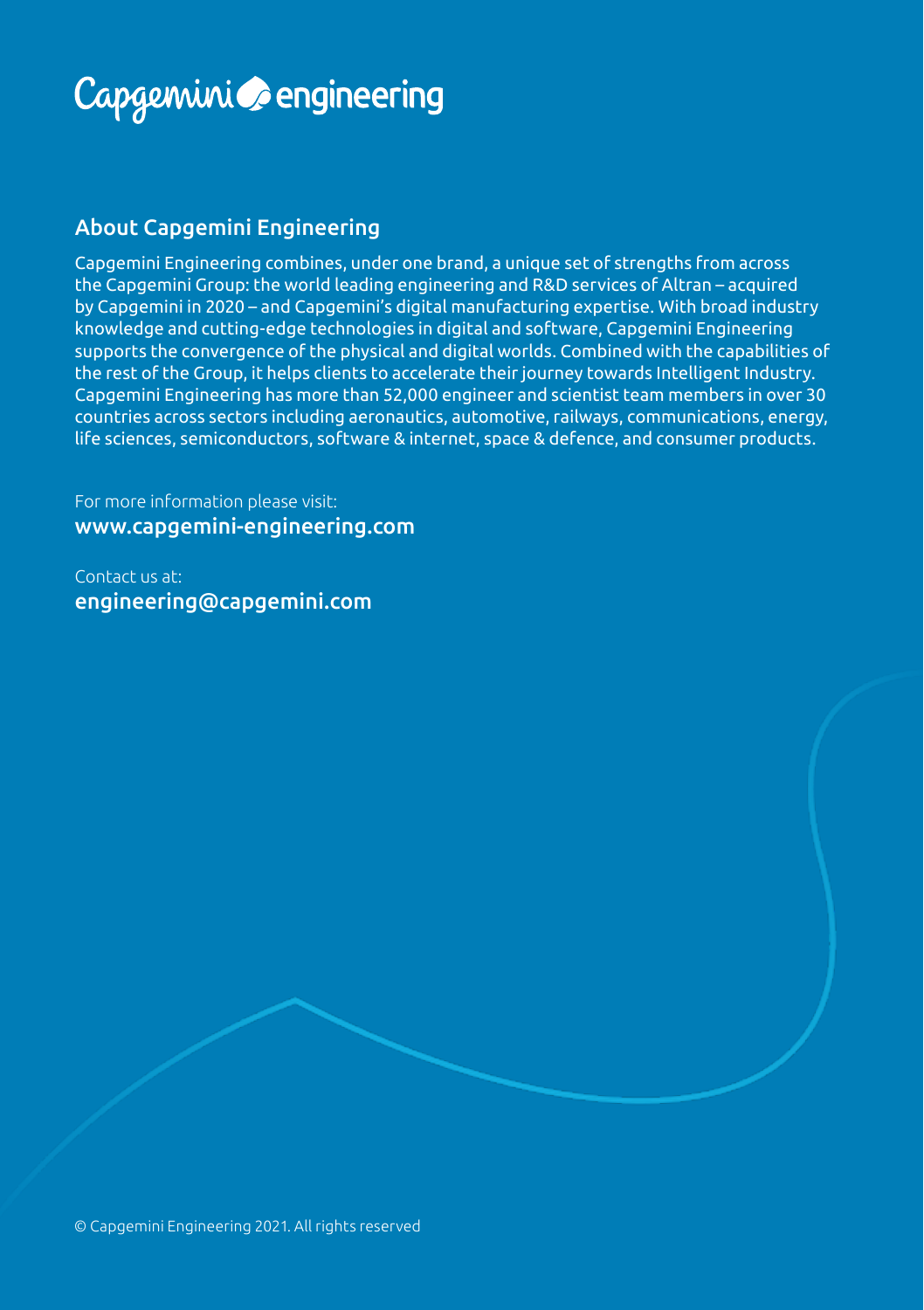Capgemini engineering

## About Capgemini Engineering

Capgemini Engineering combines, under one brand, a unique set of strengths from across the Capgemini Group: the world leading engineering and R&D services of Altran – acquired by Capgemini in 2020 – and Capgemini's digital manufacturing expertise. With broad industry knowledge and cutting-edge technologies in digital and software, Capgemini Engineering supports the convergence of the physical and digital worlds. Combined with the capabilities of the rest of the Group, it helps clients to accelerate their journey towards Intelligent Industry. Capgemini Engineering has more than 52,000 engineer and scientist team members in over 30 countries across sectors including aeronautics, automotive, railways, communications, energy, life sciences, semiconductors, software & internet, space & defence, and consumer products.

For more information please visit:
**www.capgemini-engineering.com**

Contact us at:
**engineering@capgemini.com**

© Capgemini Engineering 2021. All rights reserved